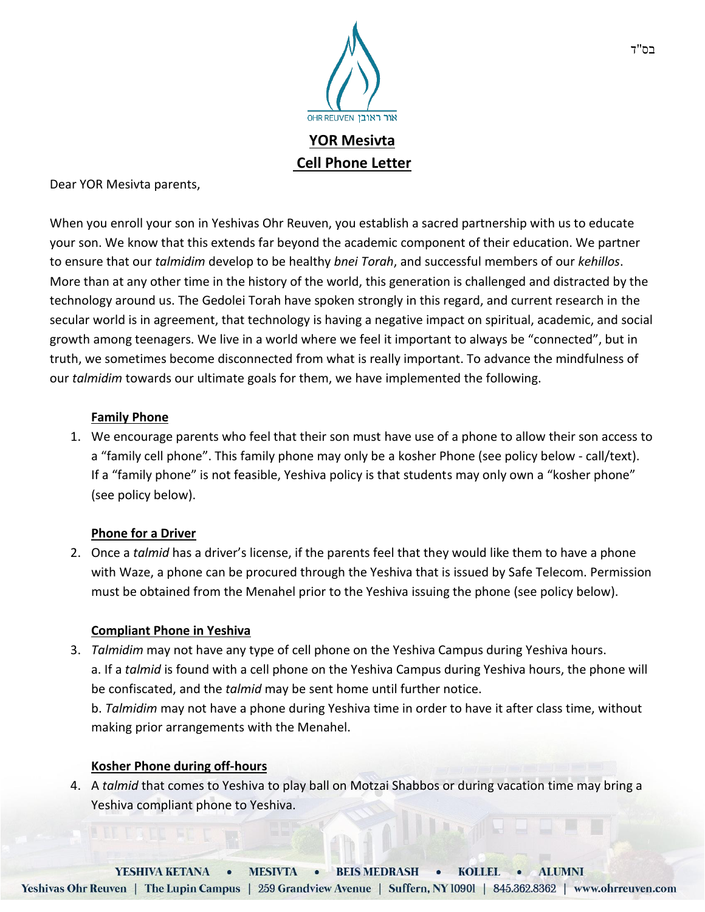בס"ד

OHR REUVEN אור ראובן

# YOR Mesivta
# Cell Phone Letter

Dear YOR Mesivta parents,

When you enroll your son in Yeshivas Ohr Reuven, you establish a sacred partnership with us to educate your son. We know that this extends far beyond the academic component of their education. We partner to ensure that our *talmidim* develop to be healthy *bnei Torah*, and successful members of our *kehillos*. More than at any other time in the history of the world, this generation is challenged and distracted by the technology around us. The Gedolei Torah have spoken strongly in this regard, and current research in the secular world is in agreement, that technology is having a negative impact on spiritual, academic, and social growth among teenagers. We live in a world where we feel it important to always be "connected", but in truth, we sometimes become disconnected from what is really important. To advance the mindfulness of our *talmidim* towards our ultimate goals for them, we have implemented the following.

**Family Phone**

1. We encourage parents who feel that their son must have use of a phone to allow their son access to a "family cell phone". This family phone may only be a kosher Phone (see policy below - call/text). If a "family phone" is not feasible, Yeshiva policy is that students may only own a "kosher phone" (see policy below).

**Phone for a Driver**

2. Once a *talmid* has a driver's license, if the parents feel that they would like them to have a phone with Waze, a phone can be procured through the Yeshiva that is issued by Safe Telecom. Permission must be obtained from the Menahel prior to the Yeshiva issuing the phone (see policy below).

**Compliant Phone in Yeshiva**

3. *Talmidim* may not have any type of cell phone on the Yeshiva Campus during Yeshiva hours.
   a. If a *talmid* is found with a cell phone on the Yeshiva Campus during Yeshiva hours, the phone will be confiscated, and the *talmid* may be sent home until further notice.
   b. *Talmidim* may not have a phone during Yeshiva time in order to have it after class time, without making prior arrangements with the Menahel.

**Kosher Phone during off-hours**

4. A *talmid* that comes to Yeshiva to play ball on Motzai Shabbos or during vacation time may bring a Yeshiva compliant phone to Yeshiva.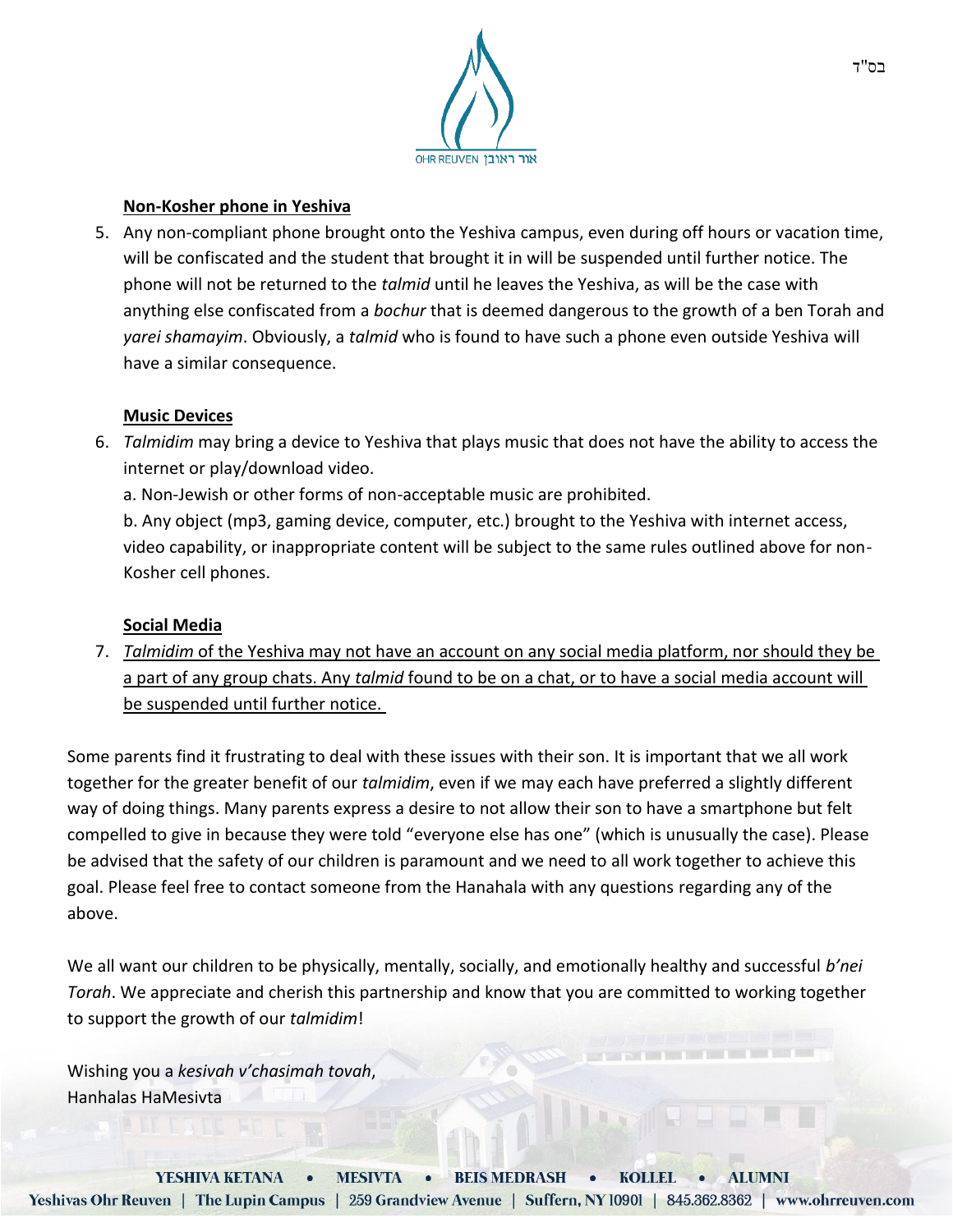**<u>Non-Kosher phone in Yeshiva</u>**

5. Any non-compliant phone brought onto the Yeshiva campus, even during off hours or vacation time, will be confiscated and the student that brought it in will be suspended until further notice. The phone will not be returned to the *talmid* until he leaves the Yeshiva, as will be the case with anything else confiscated from a *bochur* that is deemed dangerous to the growth of a ben Torah and *yarei shamayim*. Obviously, a *talmid* who is found to have such a phone even outside Yeshiva will have a similar consequence.

**<u>Music Devices</u>**

6. *Talmidim* may bring a device to Yeshiva that plays music that does not have the ability to access the internet or play/download video.

   a. Non-Jewish or other forms of non-acceptable music are prohibited.

   b. Any object (mp3, gaming device, computer, etc.) brought to the Yeshiva with internet access, video capability, or inappropriate content will be subject to the same rules outlined above for non-Kosher cell phones.

**<u>Social Media</u>**

7. <u>*Talmidim* of the Yeshiva may not have an account on any social media platform, nor should they be a part of any group chats. Any *talmid* found to be on a chat, or to have a social media account will be suspended until further notice.</u>

Some parents find it frustrating to deal with these issues with their son. It is important that we all work together for the greater benefit of our *talmidim*, even if we may each have preferred a slightly different way of doing things. Many parents express a desire to not allow their son to have a smartphone but felt compelled to give in because they were told "everyone else has one" (which is unusually the case). Please be advised that the safety of our children is paramount and we need to all work together to achieve this goal. Please feel free to contact someone from the Hanahala with any questions regarding any of the above.

We all want our children to be physically, mentally, socially, and emotionally healthy and successful *b'nei Torah*. We appreciate and cherish this partnership and know that you are committed to working together to support the growth of our *talmidim*!

Wishing you a *kesivah v'chasimah tovah*,
Hanhalas HaMesivta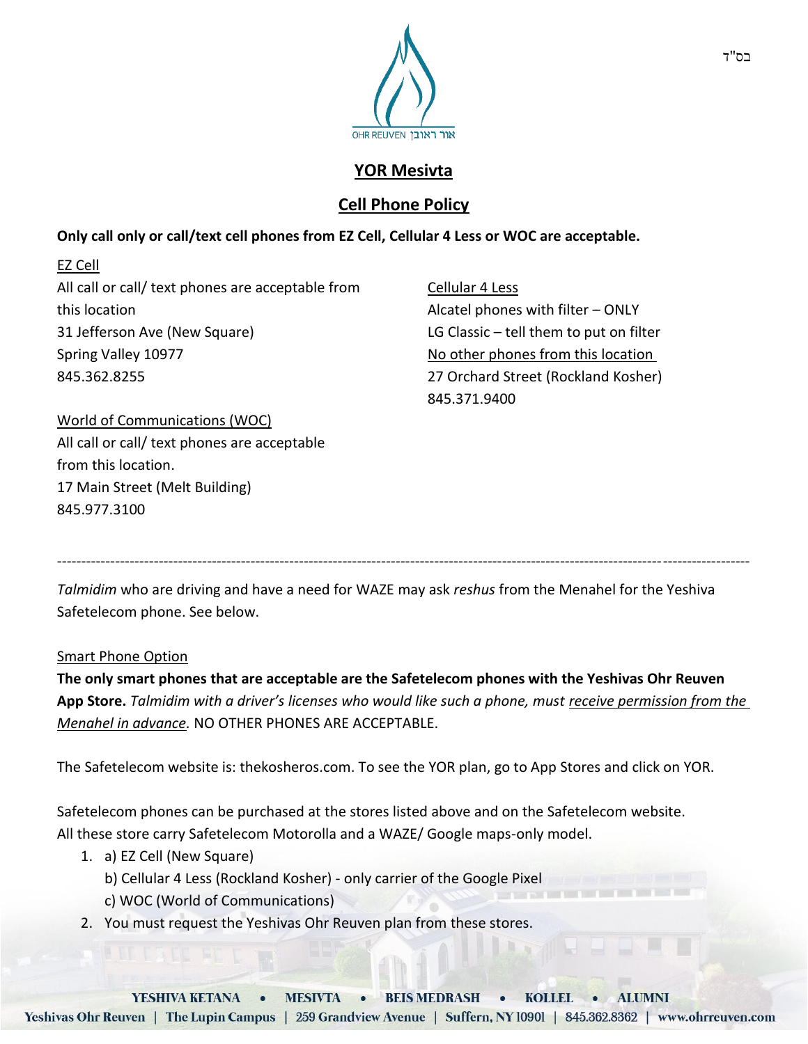בס"ד

## YOR Mesivta

## Cell Phone Policy

**Only call only or call/text cell phones from EZ Cell, Cellular 4 Less or WOC are acceptable.**

EZ Cell
All call or call/ text phones are acceptable from this location
31 Jefferson Ave (New Square)
Spring Valley 10977
845.362.8255

Cellular 4 Less
Alcatel phones with filter – ONLY
LG Classic – tell them to put on filter
No other phones from this location
27 Orchard Street (Rockland Kosher)
845.371.9400

World of Communications (WOC)
All call or call/ text phones are acceptable from this location.
17 Main Street (Melt Building)
845.977.3100

---

*Talmidim* who are driving and have a need for WAZE may ask *reshus* from the Menahel for the Yeshiva Safetelecom phone. See below.

Smart Phone Option

**The only smart phones that are acceptable are the Safetelecom phones with the Yeshivas Ohr Reuven App Store.** *Talmidim with a driver's licenses who would like such a phone, must receive permission from the Menahel in advance.* NO OTHER PHONES ARE ACCEPTABLE.

The Safetelecom website is: thekosheros.com. To see the YOR plan, go to App Stores and click on YOR.

Safetelecom phones can be purchased at the stores listed above and on the Safetelecom website.
All these store carry Safetelecom Motorolla and a WAZE/ Google maps-only model.

1. a) EZ Cell (New Square)
   b) Cellular 4 Less (Rockland Kosher) - only carrier of the Google Pixel
   c) WOC (World of Communications)
2. You must request the Yeshivas Ohr Reuven plan from these stores.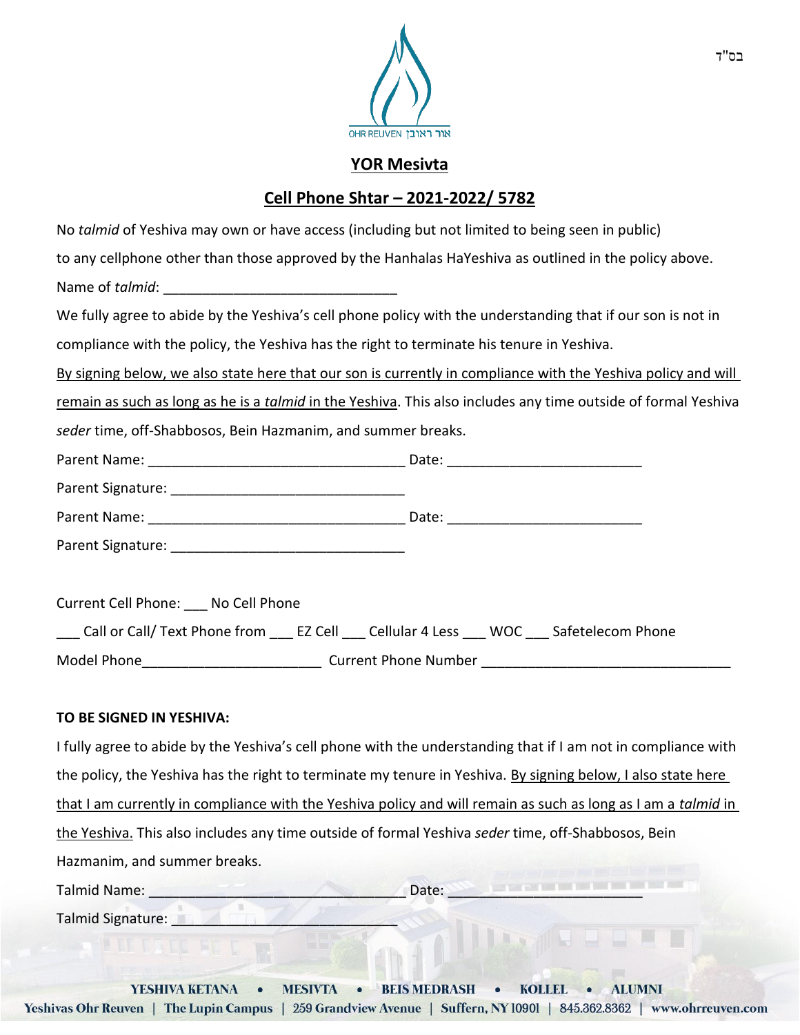בס"ד

OHR REUVEN אור ראובן

## YOR Mesivta

## Cell Phone Shtar – 2021-2022/ 5782

No *talmid* of Yeshiva may own or have access (including but not limited to being seen in public) to any cellphone other than those approved by the Hanhalas HaYeshiva as outlined in the policy above.

Name of *talmid*: ______________________________

We fully agree to abide by the Yeshiva's cell phone policy with the understanding that if our son is not in compliance with the policy, the Yeshiva has the right to terminate his tenure in Yeshiva.

By signing below, we also state here that our son is currently in compliance with the Yeshiva policy and will remain as such as long as he is a *talmid* in the Yeshiva. This also includes any time outside of formal Yeshiva *seder* time, off-Shabbosos, Bein Hazmanim, and summer breaks.

Parent Name: _________________________________ Date: _________________________

Parent Signature: ______________________________

Parent Name: _________________________________ Date: _________________________

Parent Signature: ______________________________

Current Cell Phone: ___ No Cell Phone

___ Call or Call/ Text Phone from ___ EZ Cell ___ Cellular 4 Less ___ WOC ___ Safetelecom Phone

Model Phone______________________ Current Phone Number _______________________________

**TO BE SIGNED IN YESHIVA:**

I fully agree to abide by the Yeshiva's cell phone with the understanding that if I am not in compliance with the policy, the Yeshiva has the right to terminate my tenure in Yeshiva. By signing below, I also state here that I am currently in compliance with the Yeshiva policy and will remain as such as long as I am a *talmid* in the Yeshiva. This also includes any time outside of formal Yeshiva *seder* time, off-Shabbosos, Bein Hazmanim, and summer breaks.

Talmid Name: _________________________________ Date: _________________________

Talmid Signature: ______________________________

YESHIVA KETANA • MESIVTA • BEIS MEDRASH • KOLLEL • ALUMNI

Yeshivas Ohr Reuven | The Lupin Campus | 259 Grandview Avenue | Suffern, NY 10901 | 845.362.8362 | www.ohrreuven.com